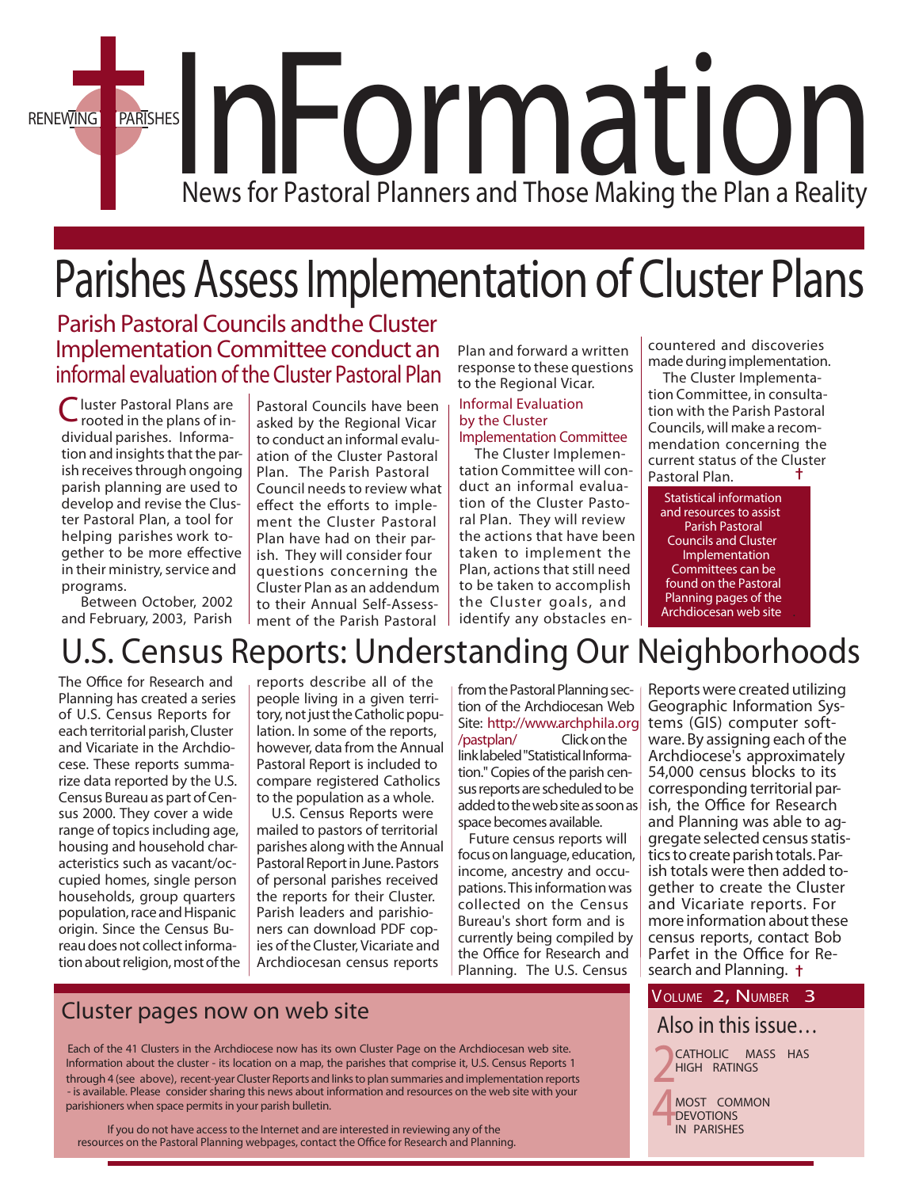RENEWING PARISHES

# InFormation

News for Pastoral Planners and Those Making the Plan a Reality

# Parishes Assess Implementation of Cluster Plans

## Parish Pastoral Councils andthe Cluster Implementation Committee conduct an informal evaluation of the Cluster Pastoral Plan

Cluster Pastoral Plans are rooted in the plans of individual parishes. Information and insights that the parish receives through ongoing parish planning are used to develop and revise the Cluster Pastoral Plan, a tool for helping parishes work together to be more effective in their ministry, service and programs.

Between October, 2002 and February, 2003, Parish Pastoral Councils have been asked by the Regional Vicar to conduct an informal evaluation of the Cluster Pastoral Plan. The Parish Pastoral Council needs to review what effect the efforts to implement the Cluster Pastoral Plan have had on their parish. They will consider four questions concerning the Cluster Plan as an addendum to their Annual Self-Assessment of the Parish Pastoral Plan and forward a written response to these questions to the Regional Vicar.

### Informal Evaluation by the Cluster Implementation Committee

The Cluster Implementation Committee will conduct an informal evaluation of the Cluster Pastoral Plan. They will review the actions that have been taken to implement the Plan, actions that still need to be taken to accomplish the Cluster goals, and identify any obstacles encountered and discoveries made during implementation.

The Cluster Implementation Committee, in consultation with the Parish Pastoral Councils, will make a recommendation concerning the current status of the Cluster Pastoral Plan. †

Statistical information and resources to assist Parish Pastoral Councils and Cluster Implementation Committees can be found on the Pastoral Planning pages of the Archdiocesan web site

# U.S. Census Reports: Understanding Our Neighborhoods

The Office for Research and Planning has created a series of U.S. Census Reports for each territorial parish, Cluster and Vicariate in the Archdiocese. These reports summarize data reported by the U.S. Census Bureau as part of Census 2000. They cover a wide range of topics including age, housing and household characteristics such as vacant/occupied homes, single person households, group quarters population, race and Hispanic origin. Since the Census Bureau does not collect information about religion, most of the reports describe all of the people living in a given territory, not just the Catholic population. In some of the reports, however, data from the Annual Pastoral Report is included to compare registered Catholics to the population as a whole.

U.S. Census Reports were mailed to pastors of territorial parishes along with the Annual Pastoral Report in June. Pastors of personal parishes received the reports for their Cluster. Parish leaders and parishioners can download PDF copies of the Cluster, Vicariate and Archdiocesan census reports from the Pastoral Planning section of the Archdiocesan Web Site: http://www.archphila.org/pastplan/ Click on the link labeled "Statistical Information." Copies of the parish census reports are scheduled to be added to the web site as soon as space becomes available.

Future census reports will focus on language, education, income, ancestry and occupations. This information was collected on the Census Bureau's short form and is currently being compiled by the Office for Research and Planning. The U.S. Census Reports were created utilizing Geographic Information Systems (GIS) computer software. By assigning each of the Archdiocese's approximately 54,000 census blocks to its corresponding territorial parish, the Office for Research and Planning was able to aggregate selected census statistics to create parish totals. Parish totals were then added together to create the Cluster and Vicariate reports. For more information about these census reports, contact Bob Parfet in the Office for Research and Planning. †

## Cluster pages now on web site

Each of the 41 Clusters in the Archdiocese now has its own Cluster Page on the Archdiocesan web site. Information about the cluster - its location on a map, the parishes that comprise it, U.S. Census Reports 1 through 4 (see above), recent-year Cluster Reports and links to plan summaries and implementation reports - is available. Please consider sharing this news about information and resources on the web site with your parishioners when space permits in your parish bulletin.

If you do not have access to the Internet and are interested in reviewing any of the resources on the Pastoral Planning webpages, contact the Office for Research and Planning.

VOLUME 2, NUMBER 3

### Also in this issue…

2 CATHOLIC MASS HAS HIGH RATINGS

4 MOST COMMON DEVOTIONS IN PARISHES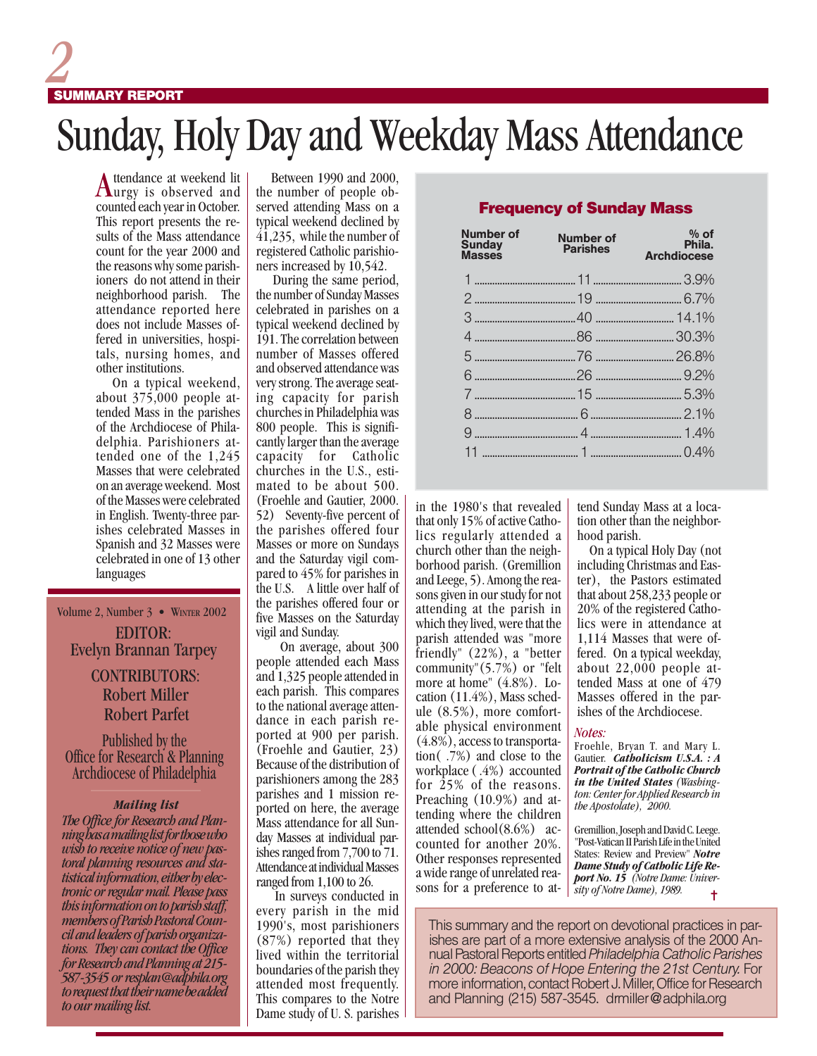SUMMARY REPORT

# Sunday, Holy Day and Weekday Mass Attendance

Attendance at weekend liturgy is observed and counted each year in October. This report presents the results of the Mass attendance count for the year 2000 and the reasons why some parishioners do not attend in their neighborhood parish. The attendance reported here does not include Masses offered in universities, hospitals, nursing homes, and other institutions.

On a typical weekend, about 375,000 people attended Mass in the parishes of the Archdiocese of Philadelphia. Parishioners attended one of the 1,245 Masses that were celebrated on an average weekend. Most of the Masses were celebrated in English. Twenty-three parishes celebrated Masses in Spanish and 32 Masses were celebrated in one of 13 other languages

Between 1990 and 2000, the number of people observed attending Mass on a typical weekend declined by 41,235, while the number of registered Catholic parishioners increased by 10,542.

During the same period, the number of Sunday Masses celebrated in parishes on a typical weekend declined by 191. The correlation between number of Masses offered and observed attendance was very strong. The average seating capacity for parish churches in Philadelphia was 800 people. This is significantly larger than the average capacity for Catholic churches in the U.S., estimated to be about 500. (Froehle and Gautier, 2000. 52) Seventy-five percent of the parishes offered four Masses or more on Sundays and the Saturday vigil compared to 45% for parishes in the U.S. A little over half of the parishes offered four or five Masses on the Saturday vigil and Sunday.

On average, about 300 people attended each Mass and 1,325 people attended in each parish. This compares to the national average attendance in each parish reported at 900 per parish. (Froehle and Gautier, 23) Because of the distribution of parishioners among the 283 parishes and 1 mission reported on here, the average Mass attendance for all Sunday Masses at individual parishes ranged from 7,700 to 71. Attendance at individual Masses ranged from 1,100 to 26.

In surveys conducted in every parish in the mid 1990's, most parishioners (87%) reported that they lived within the territorial boundaries of the parish they attended most frequently. This compares to the Notre Dame study of U. S. parishes in the 1980's that revealed that only 15% of active Catholics regularly attended a church other than the neighborhood parish. (Gremillion and Leege, 5). Among the reasons given in our study for not attending at the parish in which they lived, were that the parish attended was "more friendly" (22%), a "better community" (5.7%) or "felt more at home" (4.8%). Location (11.4%), Mass schedule (8.5%), more comfortable physical environment (4.8%), access to transportation( .7%) and close to the workplace ( .4%) accounted for 25% of the reasons. Preaching (10.9%) and attending where the children attended school(8.6%) accounted for another 20%. Other responses represented a wide range of unrelated reasons for a preference to attend Sunday Mass at a location other than the neighborhood parish.

On a typical Holy Day (not including Christmas and Easter), the Pastors estimated that about 258,233 people or 20% of the registered Catholics were in attendance at 1,114 Masses that were offered. On a typical weekday, about 22,000 people attended Mass at one of 479 Masses offered in the parishes of the Archdiocese.

### Frequency of Sunday Mass

| Number of Sunday Masses | Number of Parishes | % of Phila. Archdiocese |
|---|---|---|
| 1 | 11 | 3.9% |
| 2 | 19 | 6.7% |
| 3 | 40 | 14.1% |
| 4 | 86 | 30.3% |
| 5 | 76 | 26.8% |
| 6 | 26 | 9.2% |
| 7 | 15 | 5.3% |
| 8 | 6 | 2.1% |
| 9 | 4 | 1.4% |
| 11 | 1 | 0.4% |

*Notes:*

Froehle, Bryan T. and Mary L. Gautier. ***Catholicism U.S.A. : A Portrait of the Catholic Church in the United States*** *(Washington: Center for Applied Research in the Apostolate), 2000.*

Gremillion, Joseph and David C. Leege. "Post-Vatican II Parish Life in the United States: Review and Preview" ***Notre Dame Study of Catholic Life Report No. 15*** *(Notre Dame: University of Notre Dame), 1989.*

---

Volume 2, Number 3 • Winter 2002

EDITOR:
Evelyn Brannan Tarpey

CONTRIBUTORS:
Robert Miller
Robert Parfet

Published by the
Office for Research & Planning
Archdiocese of Philadelphia

***Mailing list***

*The Office for Research and Planning has a mailing list for those who wish to receive notice of new pastoral planning resources and statistical information, either by electronic or regular mail. Please pass this information on to parish staff, members of Parish Pastoral Council and leaders of parish organizations. They can contact the Office for Research and Planning at 215-587-3545 or resplan@adphila.org to request that their name be added to our mailing list.*

---

This summary and the report on devotional practices in parishes are part of a more extensive analysis of the 2000 Annual Pastoral Reports entitled *Philadelphia Catholic Parishes in 2000: Beacons of Hope Entering the 21st Century.* For more information, contact Robert J. Miller, Office for Research and Planning (215) 587-3545. drmiller@adphila.org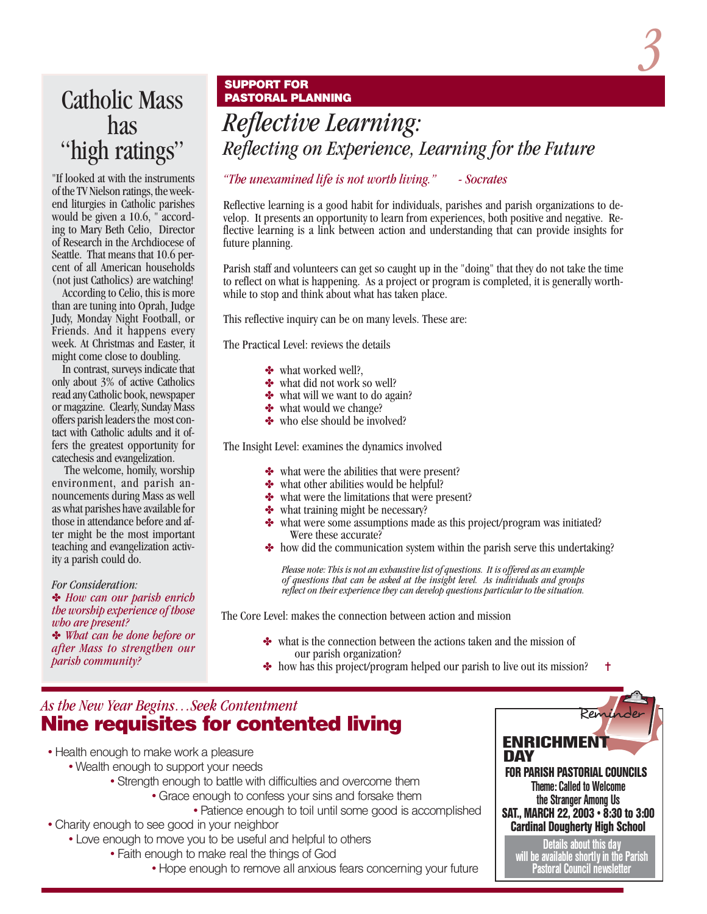# Catholic Mass has "high ratings"

"If looked at with the instruments of the TV Nielson ratings, the weekend liturgies in Catholic parishes would be given a 10.6, " according to Mary Beth Celio, Director of Research in the Archdiocese of Seattle. That means that 10.6 percent of all American households (not just Catholics) are watching!

According to Celio, this is more than are tuning into Oprah, Judge Judy, Monday Night Football, or Friends. And it happens every week. At Christmas and Easter, it might come close to doubling.

In contrast, surveys indicate that only about 3% of active Catholics read any Catholic book, newspaper or magazine. Clearly, Sunday Mass offers parish leaders the most contact with Catholic adults and it offers the greatest opportunity for catechesis and evangelization.

The welcome, homily, worship environment, and parish announcements during Mass as well as what parishes have available for those in attendance before and after might be the most important teaching and evangelization activity a parish could do.

*For Consideration:*

✤ *How can our parish enrich the worship experience of those who are present?*

✤ *What can be done before or after Mass to strengthen our parish community?*

**SUPPORT FOR PASTORAL PLANNING**

# *Reflective Learning:*
## *Reflecting on Experience, Learning for the Future*

*"The unexamined life is not worth living."     - Socrates*

Reflective learning is a good habit for individuals, parishes and parish organizations to develop. It presents an opportunity to learn from experiences, both positive and negative. Reflective learning is a link between action and understanding that can provide insights for future planning.

Parish staff and volunteers can get so caught up in the "doing" that they do not take the time to reflect on what is happening. As a project or program is completed, it is generally worthwhile to stop and think about what has taken place.

This reflective inquiry can be on many levels. These are:

The Practical Level: reviews the details

- ✤ what worked well?,
- ✤ what did not work so well?
- ✤ what will we want to do again?
- ✤ what would we change?
- ✤ who else should be involved?

The Insight Level: examines the dynamics involved

- ✤ what were the abilities that were present?
- ✤ what other abilities would be helpful?
- ✤ what were the limitations that were present?
- ✤ what training might be necessary?
- ✤ what were some assumptions made as this project/program was initiated? Were these accurate?
- ✤ how did the communication system within the parish serve this undertaking?

*Please note: This is not an exhaustive list of questions. It is offered as an example of questions that can be asked at the insight level. As individuals and groups reflect on their experience they can develop questions particular to the situation.*

The Core Level: makes the connection between action and mission

- ✤ what is the connection between the actions taken and the mission of our parish organization?
- ✤ how has this project/program helped our parish to live out its mission? †

*As the New Year Begins…Seek Contentment*

## Nine requisites for contented living

- Health enough to make work a pleasure
- Wealth enough to support your needs
- Strength enough to battle with difficulties and overcome them
- Grace enough to confess your sins and forsake them
- Patience enough to toil until some good is accomplished
- Charity enough to see good in your neighbor
- Love enough to move you to be useful and helpful to others
- Faith enough to make real the things of God
- Hope enough to remove all anxious fears concerning your future

Reminder

**ENRICHMENT DAY**

**FOR PARISH PASTORIAL COUNCILS**

**Theme: Called to Welcome the Stranger Among Us**

**SAT., MARCH 22, 2003 • 8:30 to 3:00**

**Cardinal Dougherty High School**

Details about this day will be available shortly in the Parish Pastoral Council newsletter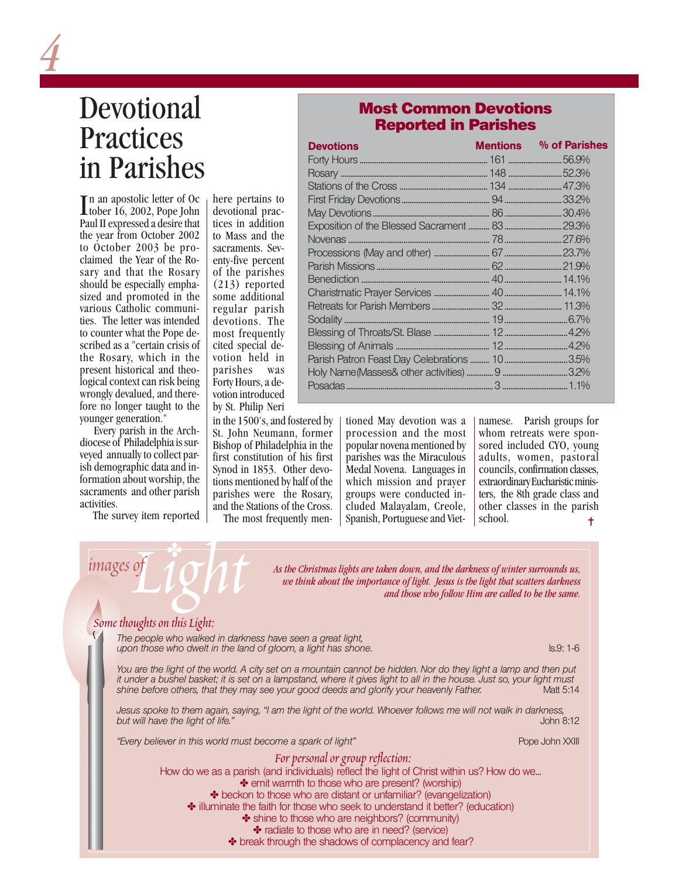# Devotional Practices in Parishes

In an apostolic letter of October 16, 2002, Pope John Paul II expressed a desire that the year from October 2002 to October 2003 be proclaimed the Year of the Rosary and that the Rosary should be especially emphasized and promoted in the various Catholic communities. The letter was intended to counter what the Pope described as a "certain crisis of the Rosary, which in the present historical and theological context can risk being wrongly devalued, and therefore no longer taught to the younger generation."

Every parish in the Archdiocese of Philadelphia is surveyed annually to collect parish demographic data and information about worship, the sacraments and other parish activities.

The survey item reported here pertains to devotional practices in addition to Mass and the sacraments. Seventy-five percent of the parishes (213) reported some additional regular parish devotions. The most frequently cited special devotion held in parishes was Forty Hours, a devotion introduced by St. Philip Neri in the 1500's, and fostered by St. John Neumann, former Bishop of Philadelphia in the first constitution of his first Synod in 1853. Other devotions mentioned by half of the parishes were the Rosary, and the Stations of the Cross.

The most frequently mentioned May devotion was a procession and the most popular novena mentioned by parishes was the Miraculous Medal Novena. Languages in which mission and prayer groups were conducted included Malayalam, Creole, Spanish, Portuguese and Vietnamese. Parish groups for whom retreats were sponsored included CYO, young adults, women, pastoral councils, confirmation classes, extraordinary Eucharistic ministers, the 8th grade class and other classes in the parish school. †

## Most Common Devotions Reported in Parishes

| Devotions | Mentions | % of Parishes |
|---|---|---|
| Forty Hours | 161 | 56.9% |
| Rosary | 148 | 52.3% |
| Stations of the Cross | 134 | 47.3% |
| First Friday Devotions | 94 | 33.2% |
| May Devotions | 86 | 30.4% |
| Exposition of the Blessed Sacrament | 83 | 29.3% |
| Novenas | 78 | 27.6% |
| Processions (May and other) | 67 | 23.7% |
| Parish Missions | 62 | 21.9% |
| Benediction | 40 | 14.1% |
| Charismatic Prayer Services | 40 | 14.1% |
| Retreats for Parish Members | 32 | 11.3% |
| Sodality | 19 | 6.7% |
| Blessing of Throats/St. Blase | 12 | 4.2% |
| Blessing of Animals | 12 | 4.2% |
| Parish Patron Feast Day Celebrations | 10 | 3.5% |
| Holy Name(Masses& other activities) | 9 | 3.2% |
| Posadas | 3 | 1.1% |

## images of Light

*As the Christmas lights are taken down, and the darkness of winter surrounds us, we think about the importance of light. Jesus is the light that scatters darkness and those who follow Him are called to be the same.*

*Some thoughts on this Light:*

*The people who walked in darkness have seen a great light, upon those who dwelt in the land of gloom, a light has shone.* Is.9: 1-6

*You are the light of the world. A city set on a mountain cannot be hidden. Nor do they light a lamp and then put it under a bushel basket; it is set on a lampstand, where it gives light to all in the house. Just so, your light must shine before others, that they may see your good deeds and glorify your heavenly Father.* Matt 5:14

*Jesus spoke to them again, saying, "I am the light of the world. Whoever follows me will not walk in darkness, but will have the light of life."* John 8:12

*"Every believer in this world must become a spark of light"* Pope John XXIII

*For personal or group reflection:*

How do we as a parish (and individuals) reflect the light of Christ within us? How do we...

- ✤ emit warmth to those who are present? (worship)
- ✤ beckon to those who are distant or unfamiliar? (evangelization)
- ✤ illuminate the faith for those who seek to understand it better? (education)
- ✤ shine to those who are neighbors? (community)
- ✤ radiate to those who are in need? (service)
- ✤ break through the shadows of complacency and fear?